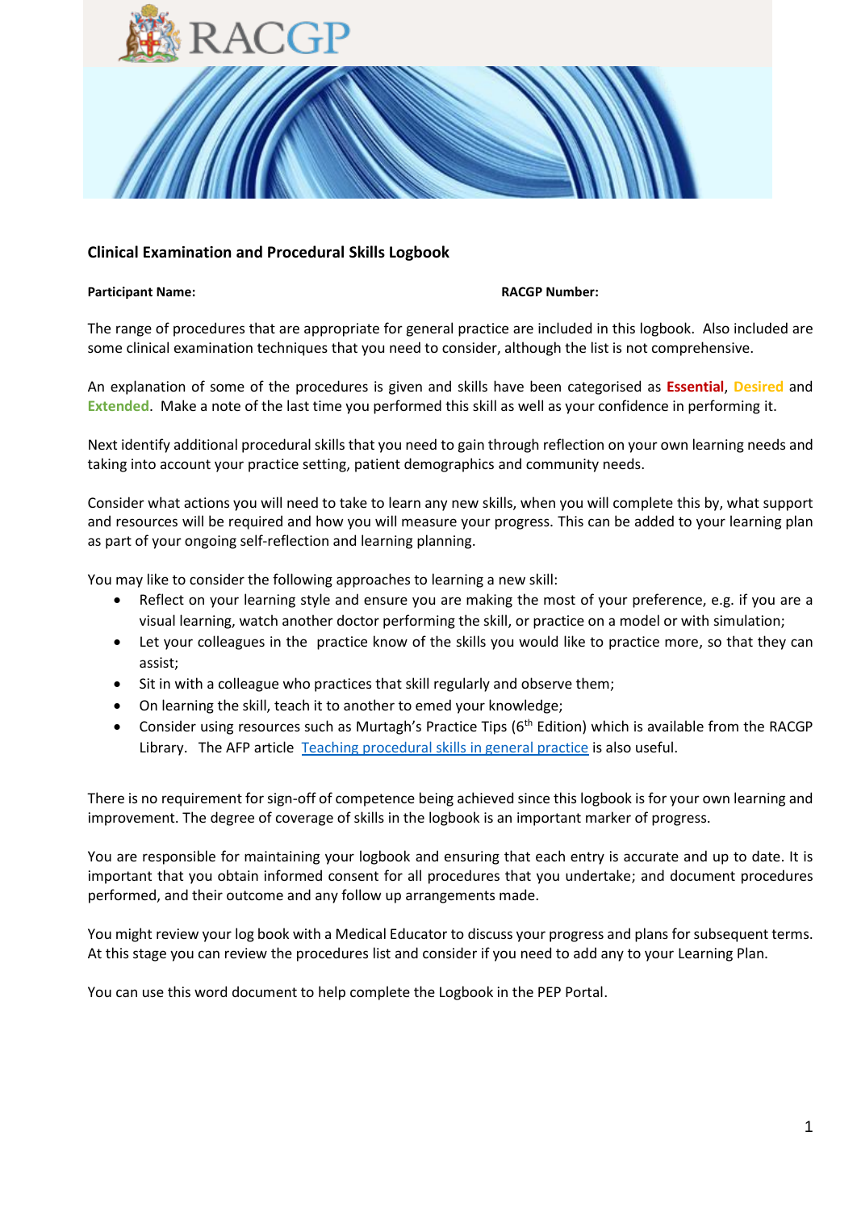RACGP

## Clinical Examination and Procedural Skills Logbook

**Participant Name:** **RACGP Number:**

The range of procedures that are appropriate for general practice are included in this logbook. Also included are some clinical examination techniques that you need to consider, although the list is not comprehensive.

An explanation of some of the procedures is given and skills have been categorised as **Essential**, **Desired** and **Extended**. Make a note of the last time you performed this skill as well as your confidence in performing it.

Next identify additional procedural skills that you need to gain through reflection on your own learning needs and taking into account your practice setting, patient demographics and community needs.

Consider what actions you will need to take to learn any new skills, when you will complete this by, what support and resources will be required and how you will measure your progress. This can be added to your learning plan as part of your ongoing self-reflection and learning planning.

You may like to consider the following approaches to learning a new skill:

- Reflect on your learning style and ensure you are making the most of your preference, e.g. if you are a visual learning, watch another doctor performing the skill, or practice on a model or with simulation;
- Let your colleagues in the practice know of the skills you would like to practice more, so that they can assist;
- Sit in with a colleague who practices that skill regularly and observe them;
- On learning the skill, teach it to another to emed your knowledge;
- Consider using resources such as Murtagh's Practice Tips (6th Edition) which is available from the RACGP Library. The AFP article [Teaching procedural skills in general practice]() is also useful.

There is no requirement for sign-off of competence being achieved since this logbook is for your own learning and improvement. The degree of coverage of skills in the logbook is an important marker of progress.

You are responsible for maintaining your logbook and ensuring that each entry is accurate and up to date. It is important that you obtain informed consent for all procedures that you undertake; and document procedures performed, and their outcome and any follow up arrangements made.

You might review your log book with a Medical Educator to discuss your progress and plans for subsequent terms. At this stage you can review the procedures list and consider if you need to add any to your Learning Plan.

You can use this word document to help complete the Logbook in the PEP Portal.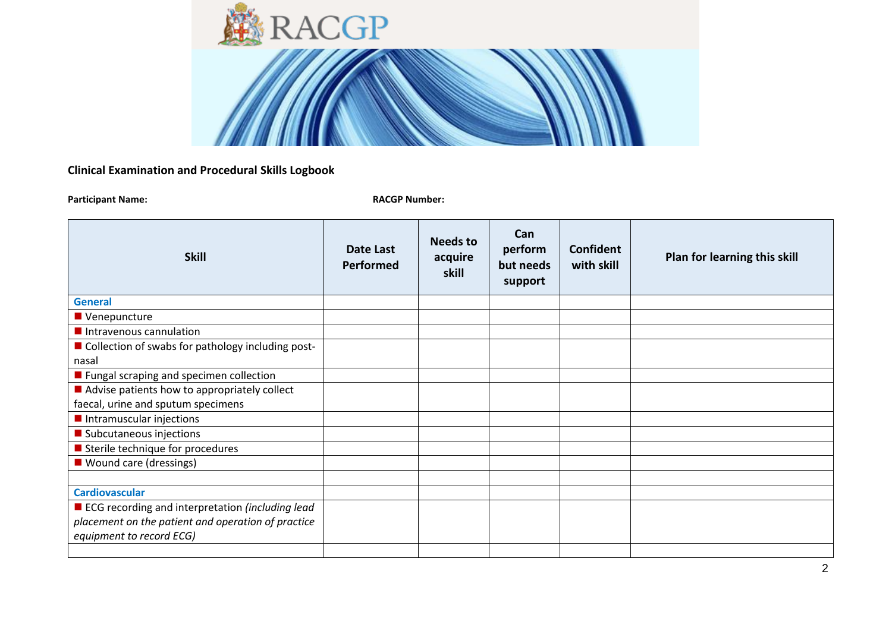**Clinical Examination and Procedural Skills Logbook**

**Participant Name:** **RACGP Number:**

| Skill | Date Last Performed | Needs to acquire skill | Can perform but needs support | Confident with skill | Plan for learning this skill |
|---|---|---|---|---|---|
| **General** | | | | | |
| ■ Venepuncture | | | | | |
| ■ Intravenous cannulation | | | | | |
| ■ Collection of swabs for pathology including post-nasal | | | | | |
| ■ Fungal scraping and specimen collection | | | | | |
| ■ Advise patients how to appropriately collect faecal, urine and sputum specimens | | | | | |
| ■ Intramuscular injections | | | | | |
| ■ Subcutaneous injections | | | | | |
| ■ Sterile technique for procedures | | | | | |
| ■ Wound care (dressings) | | | | | |
| | | | | | |
| **Cardiovascular** | | | | | |
| ■ ECG recording and interpretation *(including lead placement on the patient and operation of practice equipment to record ECG)* | | | | | |
| | | | | | |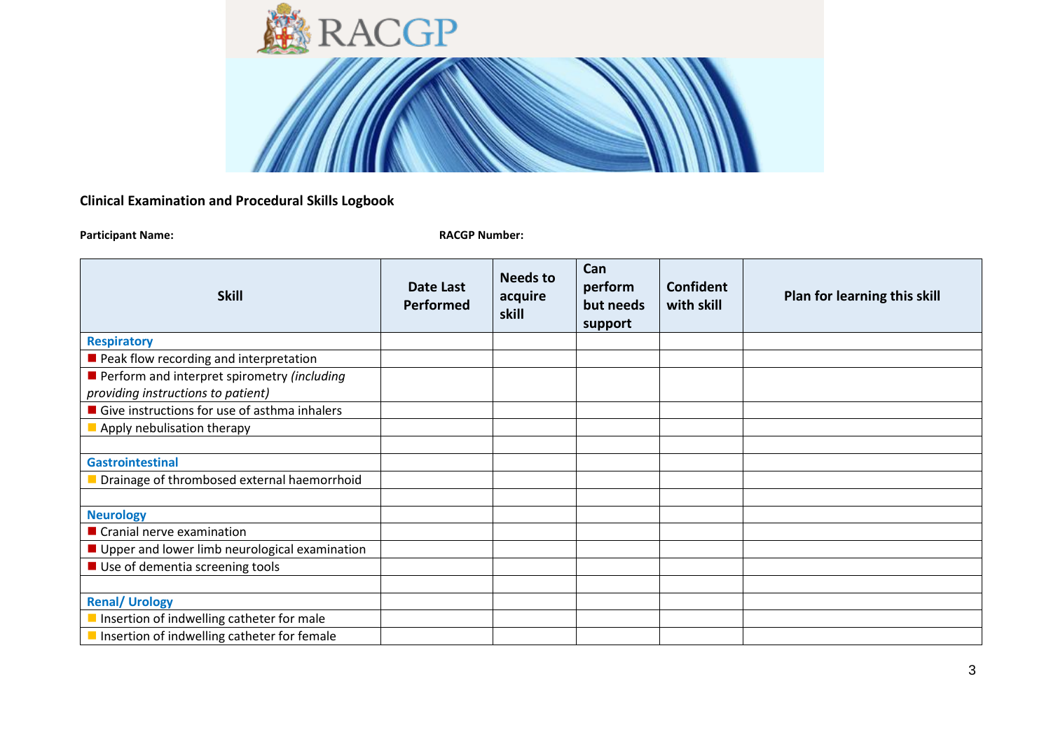## Clinical Examination and Procedural Skills Logbook

**Participant Name:** **RACGP Number:**

| Skill | Date Last Performed | Needs to acquire skill | Can perform but needs support | Confident with skill | Plan for learning this skill |
|---|---|---|---|---|---|
| **Respiratory** | | | | | |
| ■ Peak flow recording and interpretation | | | | | |
| ■ Perform and interpret spirometry *(including providing instructions to patient)* | | | | | |
| ■ Give instructions for use of asthma inhalers | | | | | |
| ■ Apply nebulisation therapy | | | | | |
| | | | | | |
| **Gastrointestinal** | | | | | |
| ■ Drainage of thrombosed external haemorrhoid | | | | | |
| | | | | | |
| **Neurology** | | | | | |
| ■ Cranial nerve examination | | | | | |
| ■ Upper and lower limb neurological examination | | | | | |
| ■ Use of dementia screening tools | | | | | |
| | | | | | |
| **Renal/ Urology** | | | | | |
| ■ Insertion of indwelling catheter for male | | | | | |
| ■ Insertion of indwelling catheter for female | | | | | |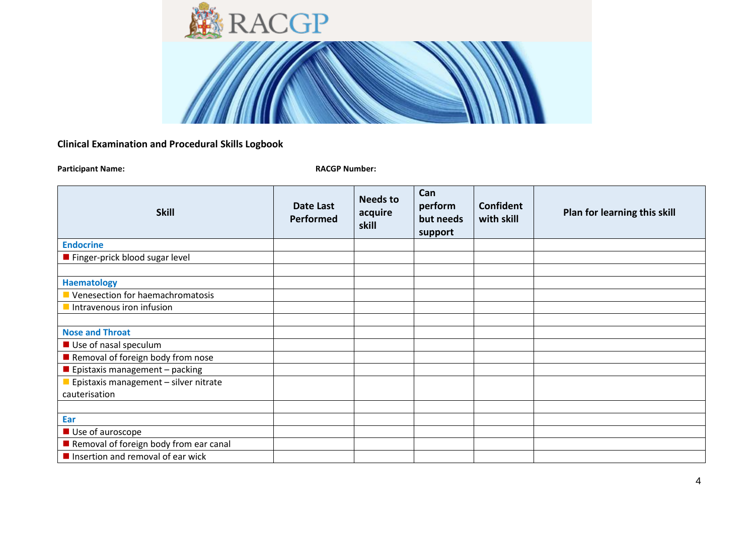RACGP

**Clinical Examination and Procedural Skills Logbook**

**Participant Name:** **RACGP Number:**

| Skill | Date Last Performed | Needs to acquire skill | Can perform but needs support | Confident with skill | Plan for learning this skill |
|---|---|---|---|---|---|
| **Endocrine** | | | | | |
| ■ Finger-prick blood sugar level | | | | | |
| | | | | | |
| **Haematology** | | | | | |
| ■ Venesection for haemachromatosis | | | | | |
| ■ Intravenous iron infusion | | | | | |
| | | | | | |
| **Nose and Throat** | | | | | |
| ■ Use of nasal speculum | | | | | |
| ■ Removal of foreign body from nose | | | | | |
| ■ Epistaxis management – packing | | | | | |
| ■ Epistaxis management – silver nitrate cauterisation | | | | | |
| | | | | | |
| **Ear** | | | | | |
| ■ Use of auroscope | | | | | |
| ■ Removal of foreign body from ear canal | | | | | |
| ■ Insertion and removal of ear wick | | | | | |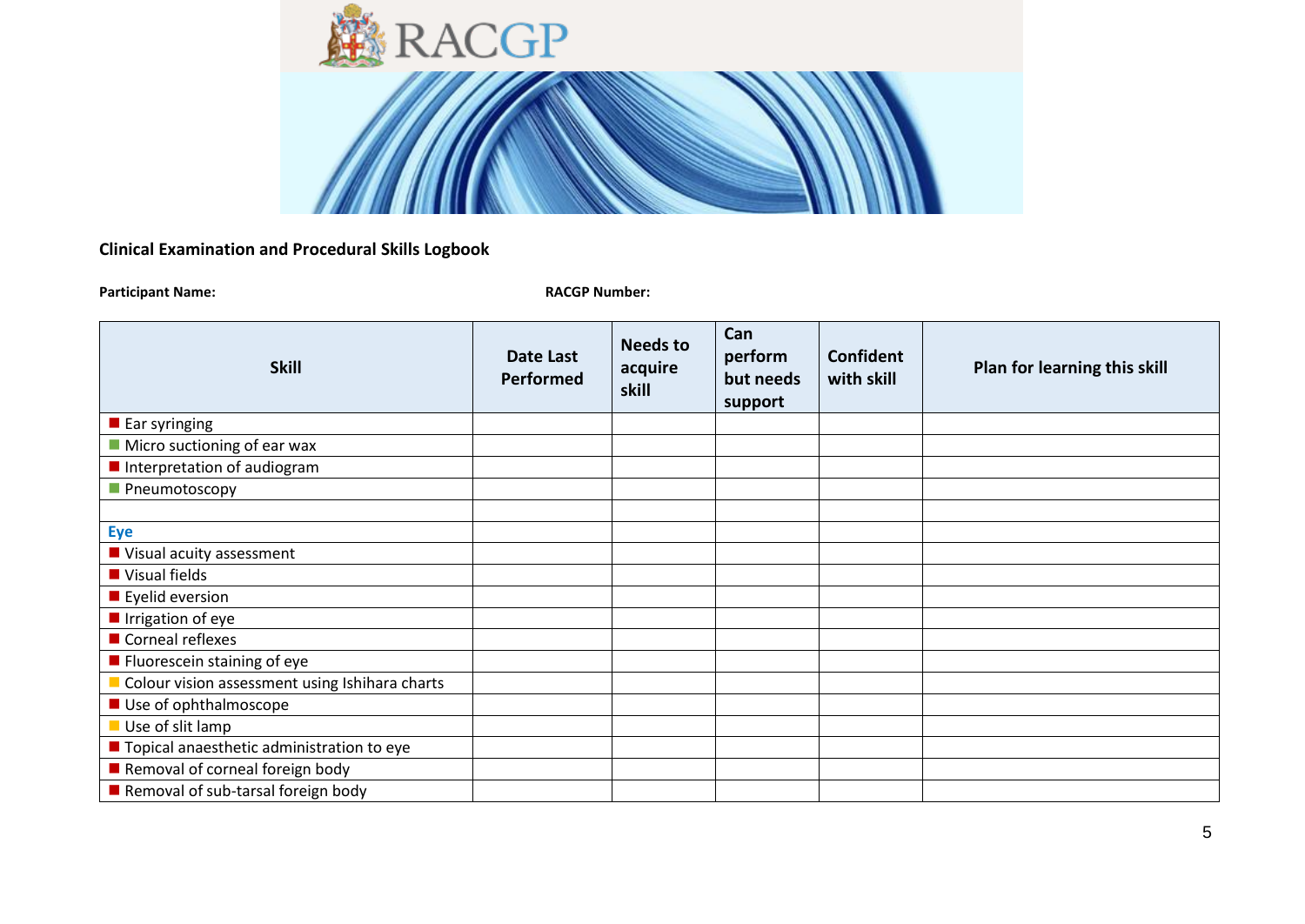RACGP

**Clinical Examination and Procedural Skills Logbook**

**Participant Name:** **RACGP Number:**

| Skill | Date Last Performed | Needs to acquire skill | Can perform but needs support | Confident with skill | Plan for learning this skill |
|---|---|---|---|---|---|
| ■ Ear syringing | | | | | |
| ■ Micro suctioning of ear wax | | | | | |
| ■ Interpretation of audiogram | | | | | |
| ■ Pneumotoscopy | | | | | |
| | | | | | |
| **Eye** | | | | | |
| ■ Visual acuity assessment | | | | | |
| ■ Visual fields | | | | | |
| ■ Eyelid eversion | | | | | |
| ■ Irrigation of eye | | | | | |
| ■ Corneal reflexes | | | | | |
| ■ Fluorescein staining of eye | | | | | |
| ■ Colour vision assessment using Ishihara charts | | | | | |
| ■ Use of ophthalmoscope | | | | | |
| ■ Use of slit lamp | | | | | |
| ■ Topical anaesthetic administration to eye | | | | | |
| ■ Removal of corneal foreign body | | | | | |
| ■ Removal of sub-tarsal foreign body | | | | | |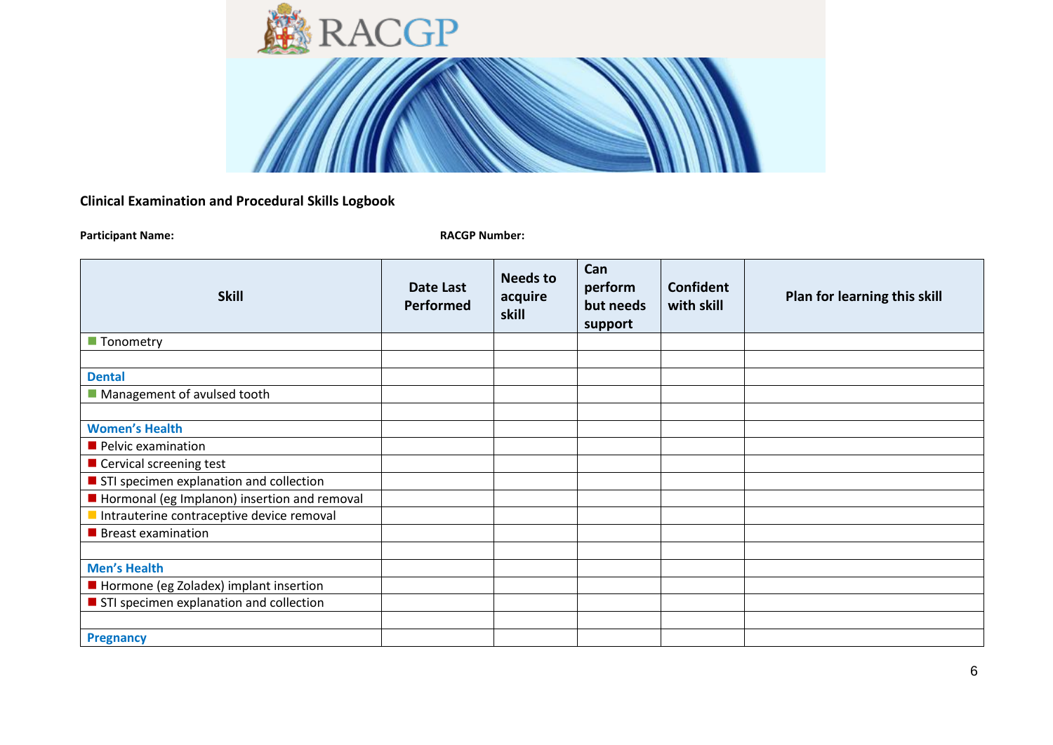**Clinical Examination and Procedural Skills Logbook**

**Participant Name:** **RACGP Number:**

| Skill | Date Last Performed | Needs to acquire skill | Can perform but needs support | Confident with skill | Plan for learning this skill |
|---|---|---|---|---|---|
| ■ Tonometry | | | | | |
| | | | | | |
| **Dental** | | | | | |
| ■ Management of avulsed tooth | | | | | |
| | | | | | |
| **Women's Health** | | | | | |
| ■ Pelvic examination | | | | | |
| ■ Cervical screening test | | | | | |
| ■ STI specimen explanation and collection | | | | | |
| ■ Hormonal (eg Implanon) insertion and removal | | | | | |
| ■ Intrauterine contraceptive device removal | | | | | |
| ■ Breast examination | | | | | |
| | | | | | |
| **Men's Health** | | | | | |
| ■ Hormone (eg Zoladex) implant insertion | | | | | |
| ■ STI specimen explanation and collection | | | | | |
| | | | | | |
| **Pregnancy** | | | | | |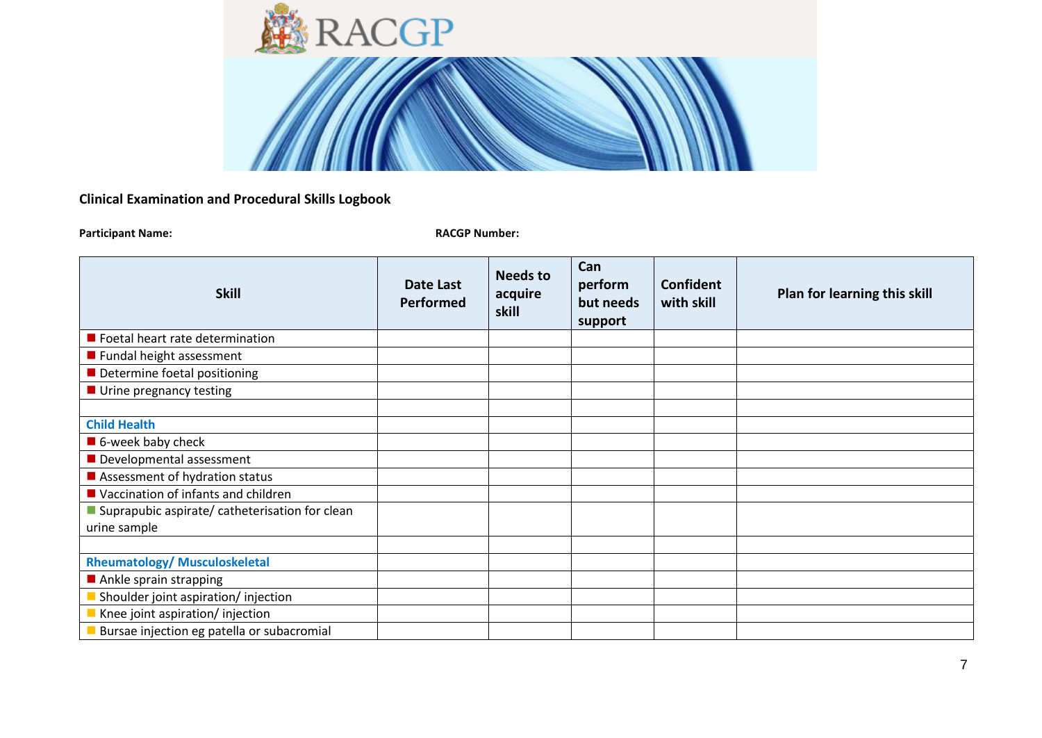**Clinical Examination and Procedural Skills Logbook**

**Participant Name:** **RACGP Number:**

| Skill | Date Last Performed | Needs to acquire skill | Can perform but needs support | Confident with skill | Plan for learning this skill |
|---|---|---|---|---|---|
| ■ Foetal heart rate determination | | | | | |
| ■ Fundal height assessment | | | | | |
| ■ Determine foetal positioning | | | | | |
| ■ Urine pregnancy testing | | | | | |
| | | | | | |
| **Child Health** | | | | | |
| ■ 6-week baby check | | | | | |
| ■ Developmental assessment | | | | | |
| ■ Assessment of hydration status | | | | | |
| ■ Vaccination of infants and children | | | | | |
| ■ Suprapubic aspirate/ catheterisation for clean urine sample | | | | | |
| | | | | | |
| **Rheumatology/ Musculoskeletal** | | | | | |
| ■ Ankle sprain strapping | | | | | |
| ■ Shoulder joint aspiration/ injection | | | | | |
| ■ Knee joint aspiration/ injection | | | | | |
| ■ Bursae injection eg patella or subacromial | | | | | |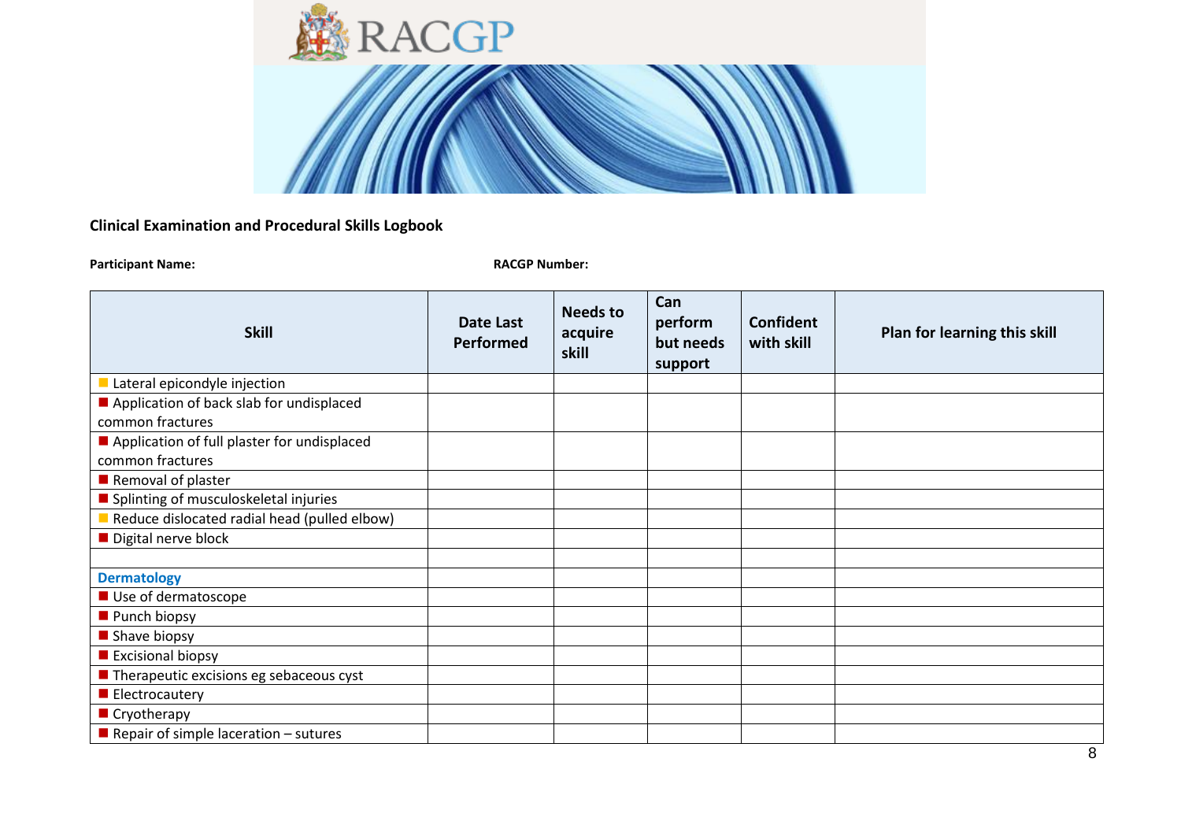**Clinical Examination and Procedural Skills Logbook**

**Participant Name:** **RACGP Number:**

| Skill | Date Last Performed | Needs to acquire skill | Can perform but needs support | Confident with skill | Plan for learning this skill |
|---|---|---|---|---|---|
| ■ Lateral epicondyle injection | | | | | |
| ■ Application of back slab for undisplaced common fractures | | | | | |
| ■ Application of full plaster for undisplaced common fractures | | | | | |
| ■ Removal of plaster | | | | | |
| ■ Splinting of musculoskeletal injuries | | | | | |
| ■ Reduce dislocated radial head (pulled elbow) | | | | | |
| ■ Digital nerve block | | | | | |
| | | | | | |
| **Dermatology** | | | | | |
| ■ Use of dermatoscope | | | | | |
| ■ Punch biopsy | | | | | |
| ■ Shave biopsy | | | | | |
| ■ Excisional biopsy | | | | | |
| ■ Therapeutic excisions eg sebaceous cyst | | | | | |
| ■ Electrocautery | | | | | |
| ■ Cryotherapy | | | | | |
| ■ Repair of simple laceration – sutures | | | | | |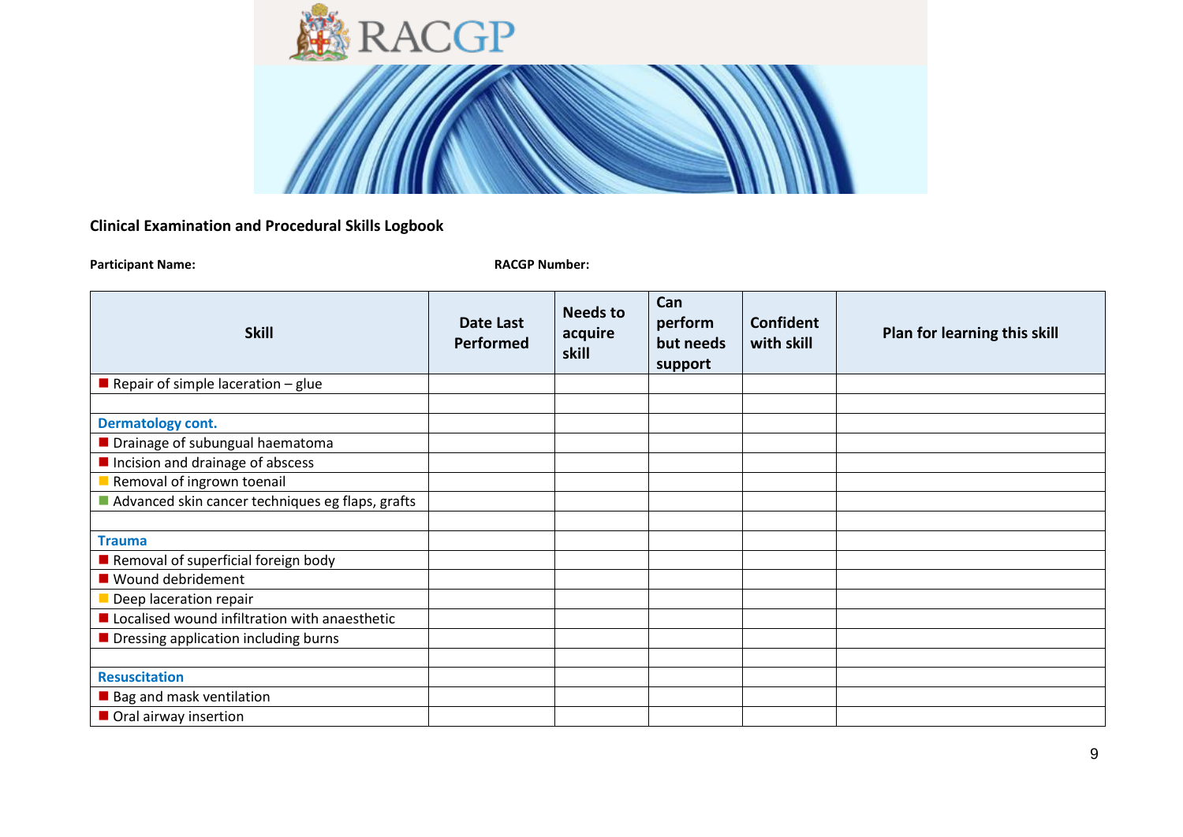RACGP

**Clinical Examination and Procedural Skills Logbook**

**Participant Name:** **RACGP Number:**

| Skill | Date Last Performed | Needs to acquire skill | Can perform but needs support | Confident with skill | Plan for learning this skill |
|---|---|---|---|---|---|
| ■ Repair of simple laceration – glue | | | | | |
| | | | | | |
| **Dermatology cont.** | | | | | |
| ■ Drainage of subungual haematoma | | | | | |
| ■ Incision and drainage of abscess | | | | | |
| ■ Removal of ingrown toenail | | | | | |
| ■ Advanced skin cancer techniques eg flaps, grafts | | | | | |
| | | | | | |
| **Trauma** | | | | | |
| ■ Removal of superficial foreign body | | | | | |
| ■ Wound debridement | | | | | |
| ■ Deep laceration repair | | | | | |
| ■ Localised wound infiltration with anaesthetic | | | | | |
| ■ Dressing application including burns | | | | | |
| | | | | | |
| **Resuscitation** | | | | | |
| ■ Bag and mask ventilation | | | | | |
| ■ Oral airway insertion | | | | | |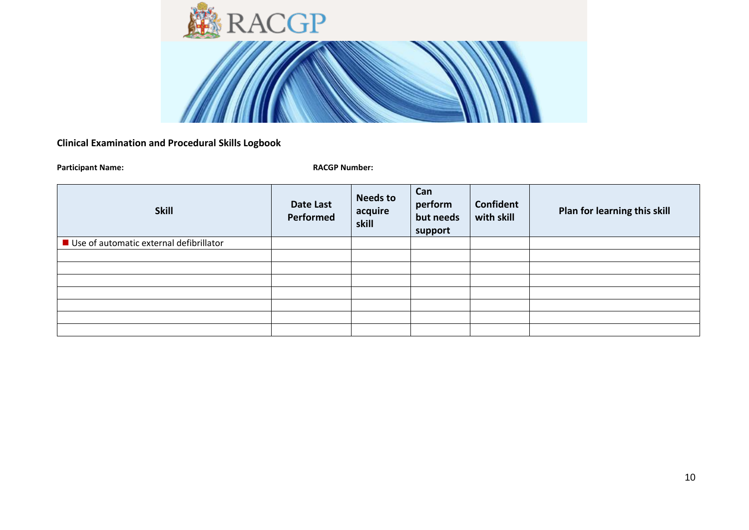**Clinical Examination and Procedural Skills Logbook**

**Participant Name:** **RACGP Number:**

| Skill | Date Last Performed | Needs to acquire skill | Can perform but needs support | Confident with skill | Plan for learning this skill |
|---|---|---|---|---|---|
| ■ Use of automatic external defibrillator | | | | | |
| | | | | | |
| | | | | | |
| | | | | | |
| | | | | | |
| | | | | | |
| | | | | | |
| | | | | | |